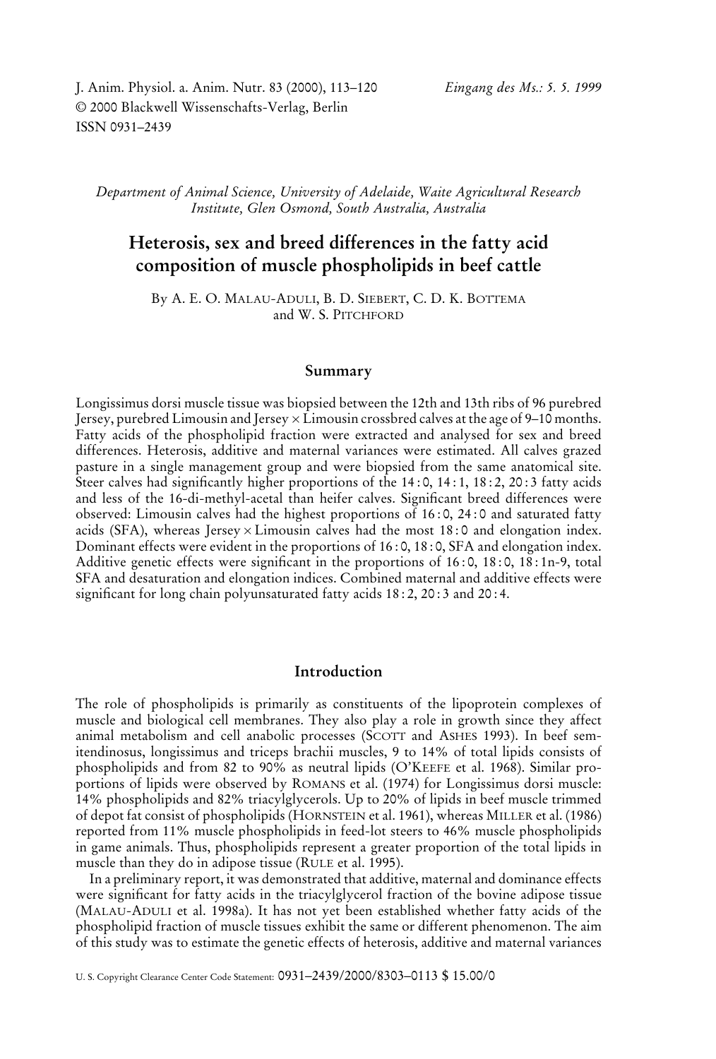J. Anim. Physiol. a. Anim. Nutr. 83 (2000), 113–120 *Eingang des Ms.: 5. 5. 1999*
© 2000 Blackwell Wissenschafts-Verlag, Berlin
ISSN 0931–2439

*Department of Animal Science, University of Adelaide, Waite Agricultural Research Institute, Glen Osmond, South Australia, Australia*

# Heterosis, sex and breed differences in the fatty acid composition of muscle phospholipids in beef cattle

By A. E. O. Malau-Aduli, B. D. Siebert, C. D. K. Bottema and W. S. Pitchford

## Summary

Longissimus dorsi muscle tissue was biopsied between the 12th and 13th ribs of 96 purebred Jersey, purebred Limousin and Jersey × Limousin crossbred calves at the age of 9–10 months. Fatty acids of the phospholipid fraction were extracted and analysed for sex and breed differences. Heterosis, additive and maternal variances were estimated. All calves grazed pasture in a single management group and were biopsied from the same anatomical site. Steer calves had significantly higher proportions of the 14 : 0, 14 : 1, 18 : 2, 20 : 3 fatty acids and less of the 16-di-methyl-acetal than heifer calves. Significant breed differences were observed: Limousin calves had the highest proportions of 16 : 0, 24 : 0 and saturated fatty acids (SFA), whereas Jersey × Limousin calves had the most 18 : 0 and elongation index. Dominant effects were evident in the proportions of 16 : 0, 18 : 0, SFA and elongation index. Additive genetic effects were significant in the proportions of 16 : 0, 18 : 0, 18 : 1n-9, total SFA and desaturation and elongation indices. Combined maternal and additive effects were significant for long chain polyunsaturated fatty acids 18 : 2, 20 : 3 and 20 : 4.

## Introduction

The role of phospholipids is primarily as constituents of the lipoprotein complexes of muscle and biological cell membranes. They also play a role in growth since they affect animal metabolism and cell anabolic processes (Scott and Ashes 1993). In beef semitendinosus, longissimus and triceps brachii muscles, 9 to 14% of total lipids consists of phospholipids and from 82 to 90% as neutral lipids (O'Keefe et al. 1968). Similar proportions of lipids were observed by Romans et al. (1974) for Longissimus dorsi muscle: 14% phospholipids and 82% triacylglycerols. Up to 20% of lipids in beef muscle trimmed of depot fat consist of phospholipids (Hornstein et al. 1961), whereas Miller et al. (1986) reported from 11% muscle phospholipids in feed-lot steers to 46% muscle phospholipids in game animals. Thus, phospholipids represent a greater proportion of the total lipids in muscle than they do in adipose tissue (Rule et al. 1995).

In a preliminary report, it was demonstrated that additive, maternal and dominance effects were significant for fatty acids in the triacylglycerol fraction of the bovine adipose tissue (Malau-Aduli et al. 1998a). It has not yet been established whether fatty acids of the phospholipid fraction of muscle tissues exhibit the same or different phenomenon. The aim of this study was to estimate the genetic effects of heterosis, additive and maternal variances

U. S. Copyright Clearance Center Code Statement: 0931–2439/2000/8303–0113 $ 15.00/0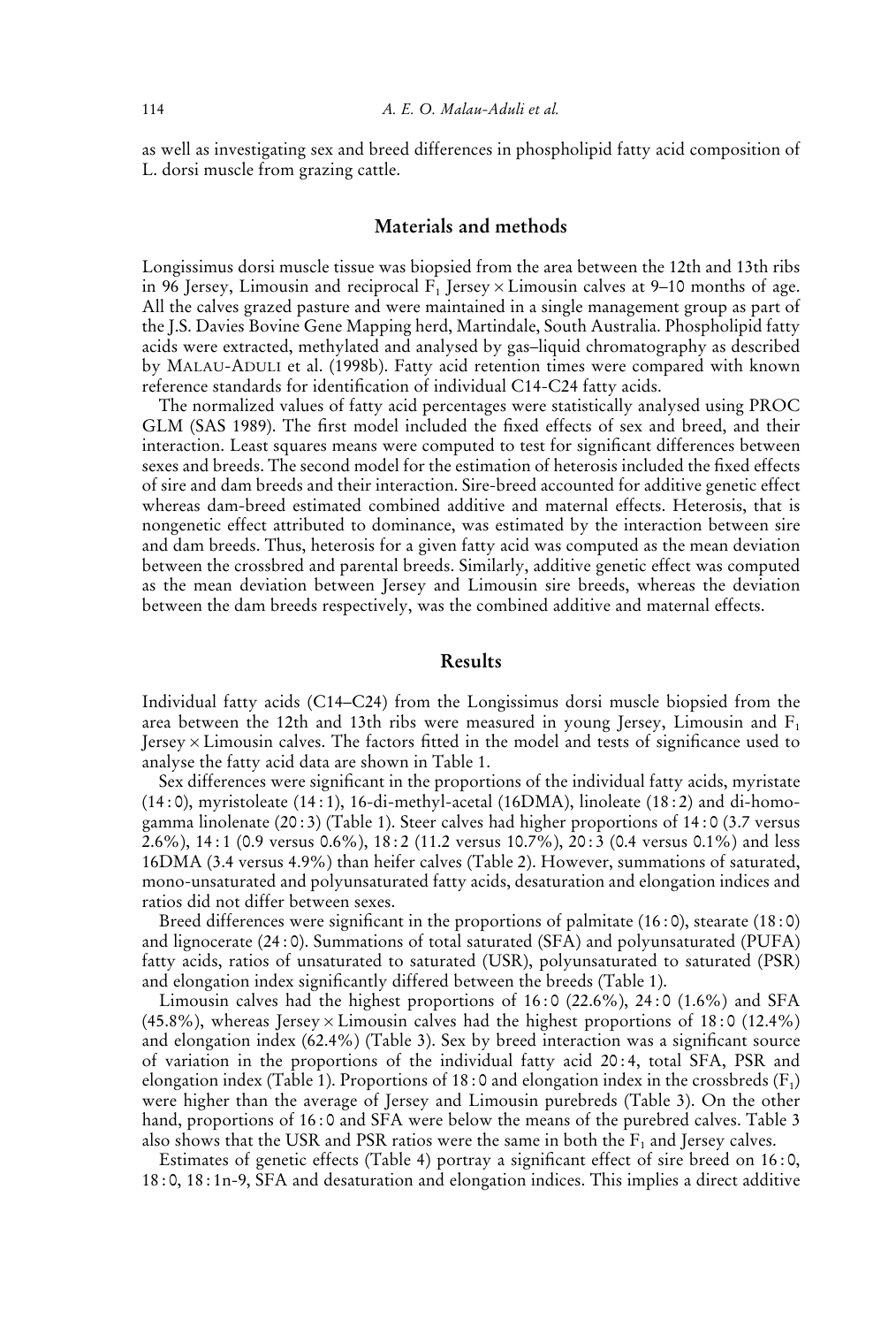as well as investigating sex and breed differences in phospholipid fatty acid composition of L. dorsi muscle from grazing cattle.

## Materials and methods

Longissimus dorsi muscle tissue was biopsied from the area between the 12th and 13th ribs in 96 Jersey, Limousin and reciprocal $F_1$ Jersey × Limousin calves at 9–10 months of age. All the calves grazed pasture and were maintained in a single management group as part of the J.S. Davies Bovine Gene Mapping herd, Martindale, South Australia. Phospholipid fatty acids were extracted, methylated and analysed by gas–liquid chromatography as described by MALAU-ADULI et al. (1998b). Fatty acid retention times were compared with known reference standards for identification of individual C14-C24 fatty acids.

The normalized values of fatty acid percentages were statistically analysed using PROC GLM (SAS 1989). The first model included the fixed effects of sex and breed, and their interaction. Least squares means were computed to test for significant differences between sexes and breeds. The second model for the estimation of heterosis included the fixed effects of sire and dam breeds and their interaction. Sire-breed accounted for additive genetic effect whereas dam-breed estimated combined additive and maternal effects. Heterosis, that is nongenetic effect attributed to dominance, was estimated by the interaction between sire and dam breeds. Thus, heterosis for a given fatty acid was computed as the mean deviation between the crossbred and parental breeds. Similarly, additive genetic effect was computed as the mean deviation between Jersey and Limousin sire breeds, whereas the deviation between the dam breeds respectively, was the combined additive and maternal effects.

## Results

Individual fatty acids (C14–C24) from the Longissimus dorsi muscle biopsied from the area between the 12th and 13th ribs were measured in young Jersey, Limousin and $F_1$ Jersey × Limousin calves. The factors fitted in the model and tests of significance used to analyse the fatty acid data are shown in Table 1.

Sex differences were significant in the proportions of the individual fatty acids, myristate (14 : 0), myristoleate (14 : 1), 16-di-methyl-acetal (16DMA), linoleate (18 : 2) and di-homo-gamma linolenate (20 : 3) (Table 1). Steer calves had higher proportions of 14 : 0 (3.7 versus 2.6%), 14 : 1 (0.9 versus 0.6%), 18 : 2 (11.2 versus 10.7%), 20 : 3 (0.4 versus 0.1%) and less 16DMA (3.4 versus 4.9%) than heifer calves (Table 2). However, summations of saturated, mono-unsaturated and polyunsaturated fatty acids, desaturation and elongation indices and ratios did not differ between sexes.

Breed differences were significant in the proportions of palmitate (16 : 0), stearate (18 : 0) and lignocerate (24 : 0). Summations of total saturated (SFA) and polyunsaturated (PUFA) fatty acids, ratios of unsaturated to saturated (USR), polyunsaturated to saturated (PSR) and elongation index significantly differed between the breeds (Table 1).

Limousin calves had the highest proportions of 16 : 0 (22.6%), 24 : 0 (1.6%) and SFA (45.8%), whereas Jersey × Limousin calves had the highest proportions of 18 : 0 (12.4%) and elongation index (62.4%) (Table 3). Sex by breed interaction was a significant source of variation in the proportions of the individual fatty acid 20 : 4, total SFA, PSR and elongation index (Table 1). Proportions of 18 : 0 and elongation index in the crossbreds ($F_1$) were higher than the average of Jersey and Limousin purebreds (Table 3). On the other hand, proportions of 16 : 0 and SFA were below the means of the purebred calves. Table 3 also shows that the USR and PSR ratios were the same in both the $F_1$ and Jersey calves.

Estimates of genetic effects (Table 4) portray a significant effect of sire breed on 16 : 0, 18 : 0, 18 : 1n-9, SFA and desaturation and elongation indices. This implies a direct additive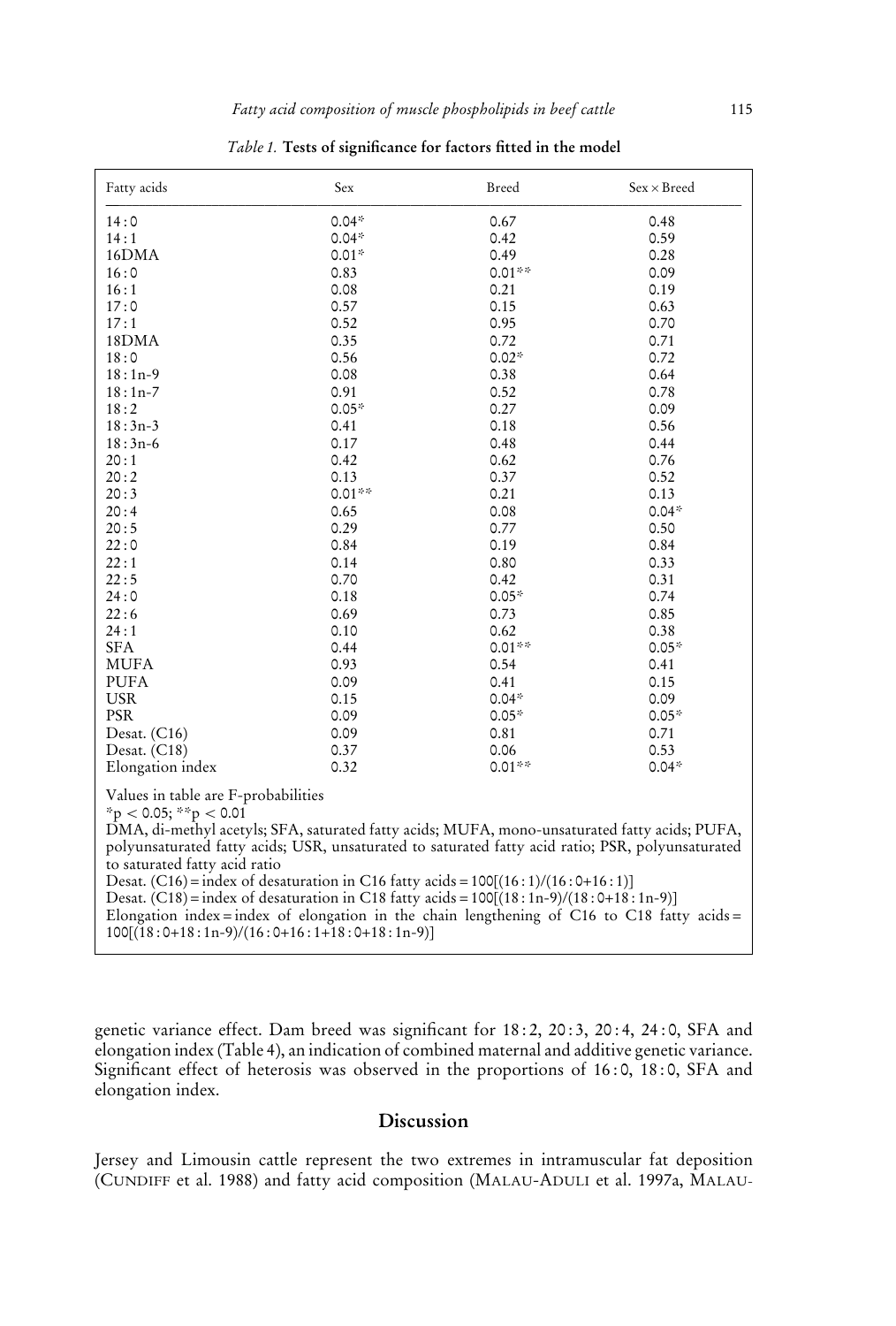*Table 1.* **Tests of significance for factors fitted in the model**

| Fatty acids | Sex | Breed | Sex × Breed |
|---|---|---|---|
| 14:0 | 0.04* | 0.67 | 0.48 |
| 14:1 | 0.04* | 0.42 | 0.59 |
| 16DMA | 0.01* | 0.49 | 0.28 |
| 16:0 | 0.83 | 0.01** | 0.09 |
| 16:1 | 0.08 | 0.21 | 0.19 |
| 17:0 | 0.57 | 0.15 | 0.63 |
| 17:1 | 0.52 | 0.95 | 0.70 |
| 18DMA | 0.35 | 0.72 | 0.71 |
| 18:0 | 0.56 | 0.02* | 0.72 |
| 18:1n-9 | 0.08 | 0.38 | 0.64 |
| 18:1n-7 | 0.91 | 0.52 | 0.78 |
| 18:2 | 0.05* | 0.27 | 0.09 |
| 18:3n-3 | 0.41 | 0.18 | 0.56 |
| 18:3n-6 | 0.17 | 0.48 | 0.44 |
| 20:1 | 0.42 | 0.62 | 0.76 |
| 20:2 | 0.13 | 0.37 | 0.52 |
| 20:3 | 0.01** | 0.21 | 0.13 |
| 20:4 | 0.65 | 0.08 | 0.04* |
| 20:5 | 0.29 | 0.77 | 0.50 |
| 22:0 | 0.84 | 0.19 | 0.84 |
| 22:1 | 0.14 | 0.80 | 0.33 |
| 22:5 | 0.70 | 0.42 | 0.31 |
| 24:0 | 0.18 | 0.05* | 0.74 |
| 22:6 | 0.69 | 0.73 | 0.85 |
| 24:1 | 0.10 | 0.62 | 0.38 |
| SFA | 0.44 | 0.01** | 0.05* |
| MUFA | 0.93 | 0.54 | 0.41 |
| PUFA | 0.09 | 0.41 | 0.15 |
| USR | 0.15 | 0.04* | 0.09 |
| PSR | 0.09 | 0.05* | 0.05* |
| Desat. (C16) | 0.09 | 0.81 | 0.71 |
| Desat. (C18) | 0.37 | 0.06 | 0.53 |
| Elongation index | 0.32 | 0.01** | 0.04* |

Values in table are F-probabilities

*$p < 0.05$; **$p < 0.01$

DMA, di-methyl acetyls; SFA, saturated fatty acids; MUFA, mono-unsaturated fatty acids; PUFA, polyunsaturated fatty acids; USR, unsaturated to saturated fatty acid ratio; PSR, polyunsaturated to saturated fatty acid ratio

Desat. (C16) = index of desaturation in C16 fatty acids = 100[(16:1)/(16:0+16:1)]

Desat. (C18) = index of desaturation in C18 fatty acids = 100[(18:1n-9)/(18:0+18:1n-9)]

Elongation index = index of elongation in the chain lengthening of C16 to C18 fatty acids = 100[(18:0+18:1n-9)/(16:0+16:1+18:0+18:1n-9)]

genetic variance effect. Dam breed was significant for 18:2, 20:3, 20:4, 24:0, SFA and elongation index (Table 4), an indication of combined maternal and additive genetic variance. Significant effect of heterosis was observed in the proportions of 16:0, 18:0, SFA and elongation index.

## Discussion

Jersey and Limousin cattle represent the two extremes in intramuscular fat deposition (Cundiff et al. 1988) and fatty acid composition (Malau-Aduli et al. 1997a, Malau-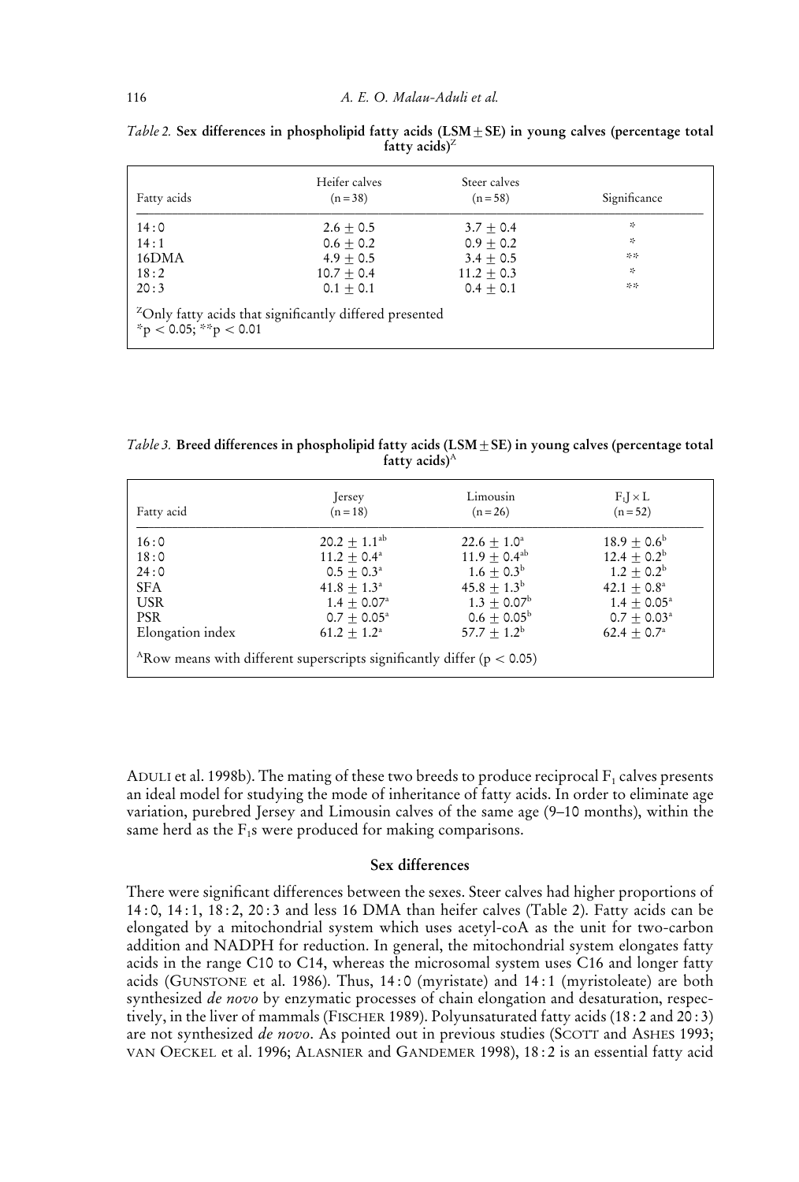*Table 2.* **Sex differences in phospholipid fatty acids (LSM ± SE) in young calves (percentage total fatty acids)**[Z]

| Fatty acids | Heifer calves (n = 38) | Steer calves (n = 58) | Significance |
|---|---|---|---|
| 14 : 0 | 2.6 ± 0.5 | 3.7 ± 0.4 | * |
| 14 : 1 | 0.6 ± 0.2 | 0.9 ± 0.2 | * |
| 16DMA | 4.9 ± 0.5 | 3.4 ± 0.5 | ** |
| 18 : 2 | 10.7 ± 0.4 | 11.2 ± 0.3 | * |
| 20 : 3 | 0.1 ± 0.1 | 0.4 ± 0.1 | ** |

[Z]Only fatty acids that significantly differed presented
*$p < 0.05$; **$p < 0.01$

*Table 3.* **Breed differences in phospholipid fatty acids (LSM ± SE) in young calves (percentage total fatty acids)**[A]

| Fatty acid | Jersey (n = 18) | Limousin (n = 26) | $F_1J \times L$ (n = 52) |
|---|---|---|---|
| 16 : 0 | $20.2 \pm 1.1^{ab}$ | $22.6 \pm 1.0^{a}$ | $18.9 \pm 0.6^{b}$ |
| 18 : 0 | $11.2 \pm 0.4^{a}$ | $11.9 \pm 0.4^{ab}$ | $12.4 \pm 0.2^{b}$ |
| 24 : 0 | $0.5 \pm 0.3^{a}$ | $1.6 \pm 0.3^{b}$ | $1.2 \pm 0.2^{b}$ |
| SFA | $41.8 \pm 1.3^{a}$ | $45.8 \pm 1.3^{b}$ | $42.1 \pm 0.8^{a}$ |
| USR | $1.4 \pm 0.07^{a}$ | $1.3 \pm 0.07^{b}$ | $1.4 \pm 0.05^{a}$ |
| PSR | $0.7 \pm 0.05^{a}$ | $0.6 \pm 0.05^{b}$ | $0.7 \pm 0.03^{a}$ |
| Elongation index | $61.2 \pm 1.2^{a}$ | $57.7 \pm 1.2^{b}$ | $62.4 \pm 0.7^{a}$ |

[A]Row means with different superscripts significantly differ ($p < 0.05$)

ADULI et al. 1998b). The mating of these two breeds to produce reciprocal $F_1$ calves presents an ideal model for studying the mode of inheritance of fatty acids. In order to eliminate age variation, purebred Jersey and Limousin calves of the same age (9–10 months), within the same herd as the $F_1$s were produced for making comparisons.

## Sex differences

There were significant differences between the sexes. Steer calves had higher proportions of 14 : 0, 14 : 1, 18 : 2, 20 : 3 and less 16 DMA than heifer calves (Table 2). Fatty acids can be elongated by a mitochondrial system which uses acetyl-coA as the unit for two-carbon addition and NADPH for reduction. In general, the mitochondrial system elongates fatty acids in the range C10 to C14, whereas the microsomal system uses C16 and longer fatty acids (GUNSTONE et al. 1986). Thus, 14 : 0 (myristate) and 14 : 1 (myristoleate) are both synthesized *de novo* by enzymatic processes of chain elongation and desaturation, respectively, in the liver of mammals (FISCHER 1989). Polyunsaturated fatty acids (18 : 2 and 20 : 3) are not synthesized *de novo*. As pointed out in previous studies (SCOTT and ASHES 1993; VAN OECKEL et al. 1996; ALASNIER and GANDEMER 1998), 18 : 2 is an essential fatty acid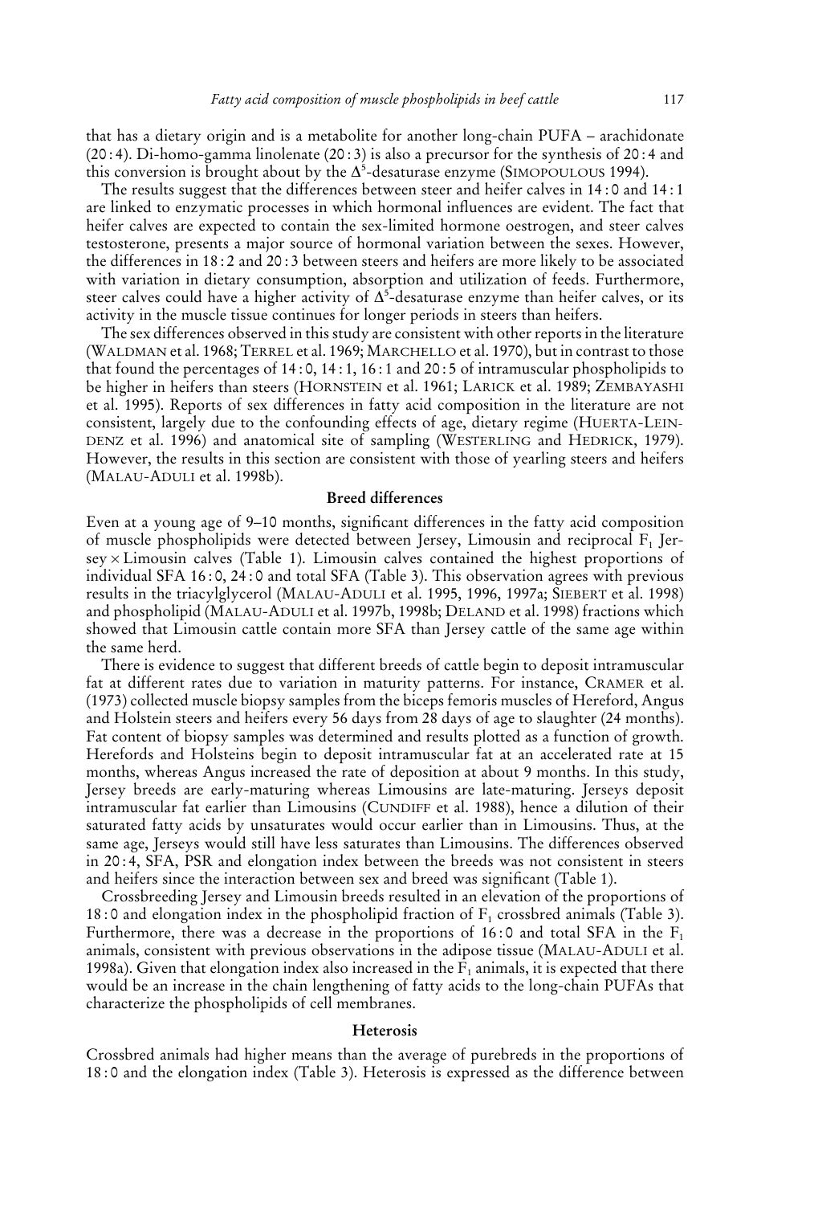that has a dietary origin and is a metabolite for another long-chain PUFA – arachidonate (20 : 4). Di-homo-gamma linolenate (20 : 3) is also a precursor for the synthesis of 20 : 4 and this conversion is brought about by the $\Delta^5$-desaturase enzyme (SIMOPOULOUS 1994).

The results suggest that the differences between steer and heifer calves in 14 : 0 and 14 : 1 are linked to enzymatic processes in which hormonal influences are evident. The fact that heifer calves are expected to contain the sex-limited hormone oestrogen, and steer calves testosterone, presents a major source of hormonal variation between the sexes. However, the differences in 18 : 2 and 20 : 3 between steers and heifers are more likely to be associated with variation in dietary consumption, absorption and utilization of feeds. Furthermore, steer calves could have a higher activity of $\Delta^5$-desaturase enzyme than heifer calves, or its activity in the muscle tissue continues for longer periods in steers than heifers.

The sex differences observed in this study are consistent with other reports in the literature (WALDMAN et al. 1968; TERREL et al. 1969; MARCHELLO et al. 1970), but in contrast to those that found the percentages of 14 : 0, 14 : 1, 16 : 1 and 20 : 5 of intramuscular phospholipids to be higher in heifers than steers (HORNSTEIN et al. 1961; LARICK et al. 1989; ZEMBAYASHI et al. 1995). Reports of sex differences in fatty acid composition in the literature are not consistent, largely due to the confounding effects of age, dietary regime (HUERTA-LEINDENZ et al. 1996) and anatomical site of sampling (WESTERLING and HEDRICK, 1979). However, the results in this section are consistent with those of yearling steers and heifers (MALAU-ADULI et al. 1998b).

## Breed differences

Even at a young age of 9–10 months, significant differences in the fatty acid composition of muscle phospholipids were detected between Jersey, Limousin and reciprocal $F_1$ Jersey × Limousin calves (Table 1). Limousin calves contained the highest proportions of individual SFA 16 : 0, 24 : 0 and total SFA (Table 3). This observation agrees with previous results in the triacylglycerol (MALAU-ADULI et al. 1995, 1996, 1997a; SIEBERT et al. 1998) and phospholipid (MALAU-ADULI et al. 1997b, 1998b; DELAND et al. 1998) fractions which showed that Limousin cattle contain more SFA than Jersey cattle of the same age within the same herd.

There is evidence to suggest that different breeds of cattle begin to deposit intramuscular fat at different rates due to variation in maturity patterns. For instance, CRAMER et al. (1973) collected muscle biopsy samples from the biceps femoris muscles of Hereford, Angus and Holstein steers and heifers every 56 days from 28 days of age to slaughter (24 months). Fat content of biopsy samples was determined and results plotted as a function of growth. Herefords and Holsteins begin to deposit intramuscular fat at an accelerated rate at 15 months, whereas Angus increased the rate of deposition at about 9 months. In this study, Jersey breeds are early-maturing whereas Limousins are late-maturing. Jerseys deposit intramuscular fat earlier than Limousins (CUNDIFF et al. 1988), hence a dilution of their saturated fatty acids by unsaturates would occur earlier than in Limousins. Thus, at the same age, Jerseys would still have less saturates than Limousins. The differences observed in 20 : 4, SFA, PSR and elongation index between the breeds was not consistent in steers and heifers since the interaction between sex and breed was significant (Table 1).

Crossbreeding Jersey and Limousin breeds resulted in an elevation of the proportions of 18 : 0 and elongation index in the phospholipid fraction of $F_1$ crossbred animals (Table 3). Furthermore, there was a decrease in the proportions of 16 : 0 and total SFA in the $F_1$ animals, consistent with previous observations in the adipose tissue (MALAU-ADULI et al. 1998a). Given that elongation index also increased in the $F_1$ animals, it is expected that there would be an increase in the chain lengthening of fatty acids to the long-chain PUFAs that characterize the phospholipids of cell membranes.

## Heterosis

Crossbred animals had higher means than the average of purebreds in the proportions of 18 : 0 and the elongation index (Table 3). Heterosis is expressed as the difference between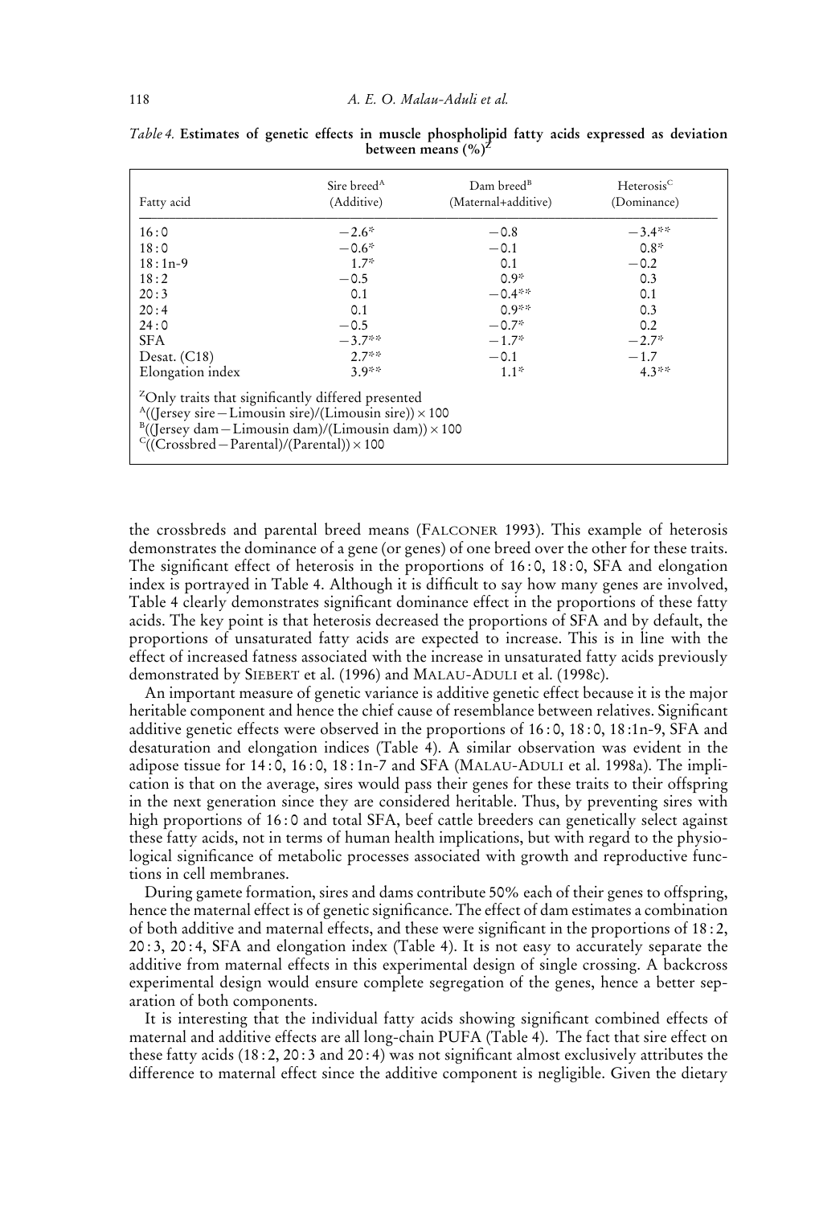*Table 4.* **Estimates of genetic effects in muscle phospholipid fatty acids expressed as deviation between means (%)[Z]**

| Fatty acid | Sire breed[A] (Additive) | Dam breed[B] (Maternal+additive) | Heterosis[C] (Dominance) |
|---|---|---|---|
| 16 : 0 | −2.6* | −0.8 | −3.4** |
| 18 : 0 | −0.6* | −0.1 | 0.8* |
| 18 : 1n-9 | 1.7* | 0.1 | −0.2 |
| 18 : 2 | −0.5 | 0.9* | 0.3 |
| 20 : 3 | 0.1 | −0.4** | 0.1 |
| 20 : 4 | 0.1 | 0.9** | 0.3 |
| 24 : 0 | −0.5 | −0.7* | 0.2 |
| SFA | −3.7** | −1.7* | −2.7* |
| Desat. (C18) | 2.7** | −0.1 | −1.7 |
| Elongation index | 3.9** | 1.1* | 4.3** |

[Z]Only traits that significantly differed presented
[A]((Jersey sire − Limousin sire)/(Limousin sire)) × 100
[B]((Jersey dam − Limousin dam)/(Limousin dam)) × 100
[C]((Crossbred − Parental)/(Parental)) × 100

the crossbreds and parental breed means (FALCONER 1993). This example of heterosis demonstrates the dominance of a gene (or genes) of one breed over the other for these traits. The significant effect of heterosis in the proportions of 16 : 0, 18 : 0, SFA and elongation index is portrayed in Table 4. Although it is difficult to say how many genes are involved, Table 4 clearly demonstrates significant dominance effect in the proportions of these fatty acids. The key point is that heterosis decreased the proportions of SFA and by default, the proportions of unsaturated fatty acids are expected to increase. This is in line with the effect of increased fatness associated with the increase in unsaturated fatty acids previously demonstrated by SIEBERT et al. (1996) and MALAU-ADULI et al. (1998c).

An important measure of genetic variance is additive genetic effect because it is the major heritable component and hence the chief cause of resemblance between relatives. Significant additive genetic effects were observed in the proportions of 16 : 0, 18 : 0, 18 :1n-9, SFA and desaturation and elongation indices (Table 4). A similar observation was evident in the adipose tissue for 14 : 0, 16 : 0, 18 : 1n-7 and SFA (MALAU-ADULI et al. 1998a). The implication is that on the average, sires would pass their genes for these traits to their offspring in the next generation since they are considered heritable. Thus, by preventing sires with high proportions of 16 : 0 and total SFA, beef cattle breeders can genetically select against these fatty acids, not in terms of human health implications, but with regard to the physiological significance of metabolic processes associated with growth and reproductive functions in cell membranes.

During gamete formation, sires and dams contribute 50% each of their genes to offspring, hence the maternal effect is of genetic significance. The effect of dam estimates a combination of both additive and maternal effects, and these were significant in the proportions of 18 : 2, 20 : 3, 20 : 4, SFA and elongation index (Table 4). It is not easy to accurately separate the additive from maternal effects in this experimental design of single crossing. A backcross experimental design would ensure complete segregation of the genes, hence a better separation of both components.

It is interesting that the individual fatty acids showing significant combined effects of maternal and additive effects are all long-chain PUFA (Table 4). The fact that sire effect on these fatty acids (18 : 2, 20 : 3 and 20 : 4) was not significant almost exclusively attributes the difference to maternal effect since the additive component is negligible. Given the dietary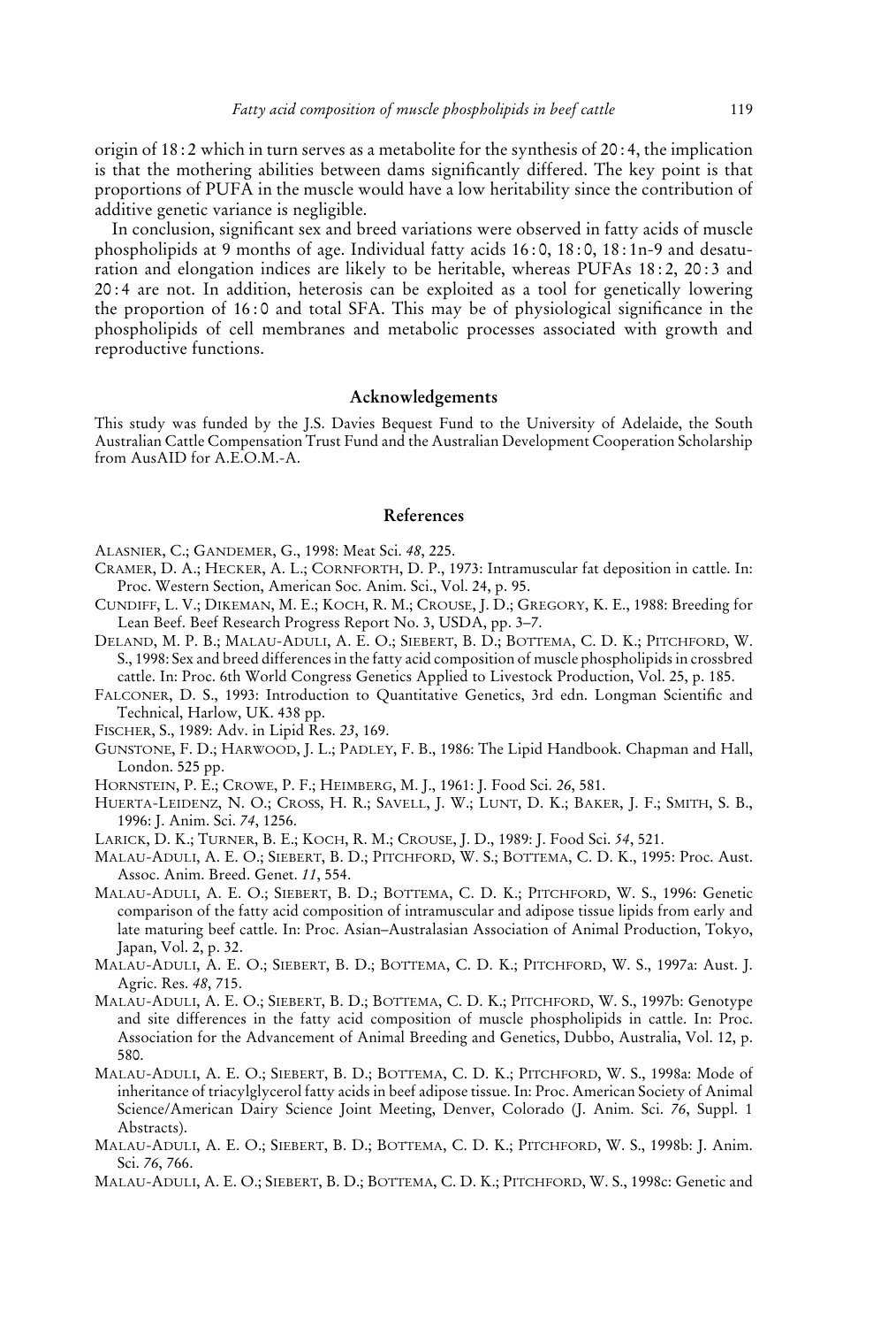origin of 18 : 2 which in turn serves as a metabolite for the synthesis of 20 : 4, the implication is that the mothering abilities between dams significantly differed. The key point is that proportions of PUFA in the muscle would have a low heritability since the contribution of additive genetic variance is negligible.

In conclusion, significant sex and breed variations were observed in fatty acids of muscle phospholipids at 9 months of age. Individual fatty acids 16 : 0, 18 : 0, 18 : 1n-9 and desaturation and elongation indices are likely to be heritable, whereas PUFAs 18 : 2, 20 : 3 and 20 : 4 are not. In addition, heterosis can be exploited as a tool for genetically lowering the proportion of 16 : 0 and total SFA. This may be of physiological significance in the phospholipids of cell membranes and metabolic processes associated with growth and reproductive functions.

## Acknowledgements

This study was funded by the J.S. Davies Bequest Fund to the University of Adelaide, the South Australian Cattle Compensation Trust Fund and the Australian Development Cooperation Scholarship from AusAID for A.E.O.M.-A.

## References

Alasnier, C.; Gandemer, G., 1998: Meat Sci. *48*, 225.

Cramer, D. A.; Hecker, A. L.; Cornforth, D. P., 1973: Intramuscular fat deposition in cattle. In: Proc. Western Section, American Soc. Anim. Sci., Vol. 24, p. 95.

Cundiff, L. V.; Dikeman, M. E.; Koch, R. M.; Crouse, J. D.; Gregory, K. E., 1988: Breeding for Lean Beef. Beef Research Progress Report No. 3, USDA, pp. 3–7.

Deland, M. P. B.; Malau-Aduli, A. E. O.; Siebert, B. D.; Bottema, C. D. K.; Pitchford, W. S., 1998: Sex and breed differences in the fatty acid composition of muscle phospholipids in crossbred cattle. In: Proc. 6th World Congress Genetics Applied to Livestock Production, Vol. 25, p. 185.

Falconer, D. S., 1993: Introduction to Quantitative Genetics, 3rd edn. Longman Scientific and Technical, Harlow, UK. 438 pp.

Fischer, S., 1989: Adv. in Lipid Res. *23*, 169.

Gunstone, F. D.; Harwood, J. L.; Padley, F. B., 1986: The Lipid Handbook. Chapman and Hall, London. 525 pp.

Hornstein, P. E.; Crowe, P. F.; Heimberg, M. J., 1961: J. Food Sci. *26*, 581.

Huerta-Leidenz, N. O.; Cross, H. R.; Savell, J. W.; Lunt, D. K.; Baker, J. F.; Smith, S. B., 1996: J. Anim. Sci. *74*, 1256.

Larick, D. K.; Turner, B. E.; Koch, R. M.; Crouse, J. D., 1989: J. Food Sci. *54*, 521.

Malau-Aduli, A. E. O.; Siebert, B. D.; Pitchford, W. S.; Bottema, C. D. K., 1995: Proc. Aust. Assoc. Anim. Breed. Genet. *11*, 554.

Malau-Aduli, A. E. O.; Siebert, B. D.; Bottema, C. D. K.; Pitchford, W. S., 1996: Genetic comparison of the fatty acid composition of intramuscular and adipose tissue lipids from early and late maturing beef cattle. In: Proc. Asian–Australasian Association of Animal Production, Tokyo, Japan, Vol. 2, p. 32.

Malau-Aduli, A. E. O.; Siebert, B. D.; Bottema, C. D. K.; Pitchford, W. S., 1997a: Aust. J. Agric. Res. *48*, 715.

Malau-Aduli, A. E. O.; Siebert, B. D.; Bottema, C. D. K.; Pitchford, W. S., 1997b: Genotype and site differences in the fatty acid composition of muscle phospholipids in cattle. In: Proc. Association for the Advancement of Animal Breeding and Genetics, Dubbo, Australia, Vol. 12, p. 580.

Malau-Aduli, A. E. O.; Siebert, B. D.; Bottema, C. D. K.; Pitchford, W. S., 1998a: Mode of inheritance of triacylglycerol fatty acids in beef adipose tissue. In: Proc. American Society of Animal Science/American Dairy Science Joint Meeting, Denver, Colorado (J. Anim. Sci. *76*, Suppl. 1 Abstracts).

Malau-Aduli, A. E. O.; Siebert, B. D.; Bottema, C. D. K.; Pitchford, W. S., 1998b: J. Anim. Sci. *76*, 766.

Malau-Aduli, A. E. O.; Siebert, B. D.; Bottema, C. D. K.; Pitchford, W. S., 1998c: Genetic and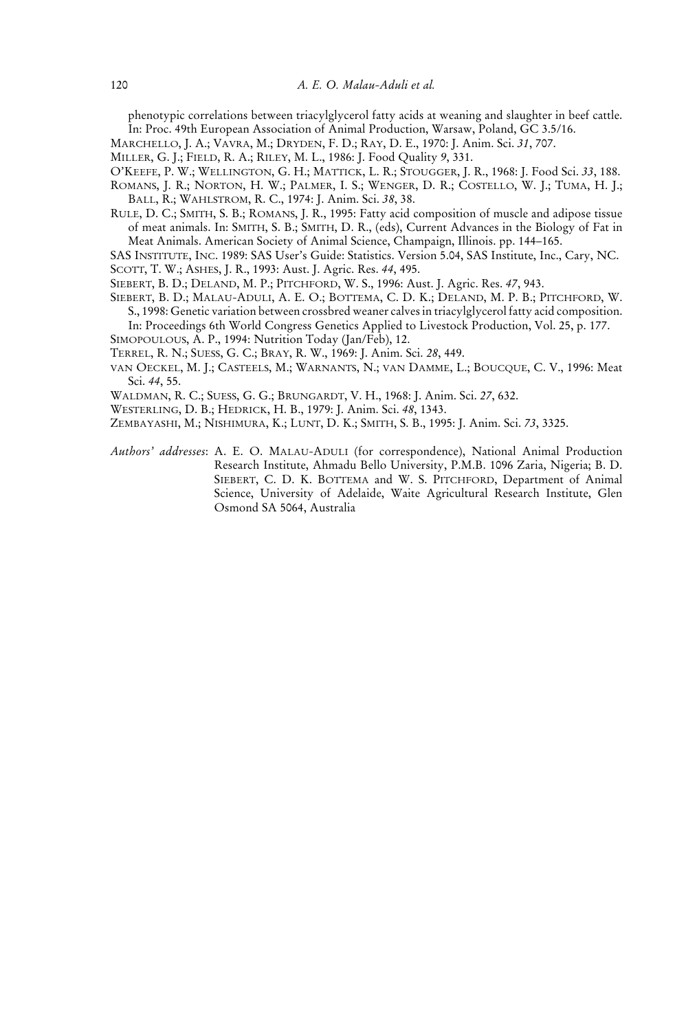phenotypic correlations between triacylglycerol fatty acids at weaning and slaughter in beef cattle. In: Proc. 49th European Association of Animal Production, Warsaw, Poland, GC 3.5/16.

MARCHELLO, J. A.; VAVRA, M.; DRYDEN, F. D.; RAY, D. E., 1970: J. Anim. Sci. *31*, 707.

MILLER, G. J.; FIELD, R. A.; RILEY, M. L., 1986: J. Food Quality *9*, 331.

O'KEEFE, P. W.; WELLINGTON, G. H.; MATTICK, L. R.; STOUGGER, J. R., 1968: J. Food Sci. *33*, 188.

ROMANS, J. R.; NORTON, H. W.; PALMER, I. S.; WENGER, D. R.; COSTELLO, W. J.; TUMA, H. J.; BALL, R.; WAHLSTROM, R. C., 1974: J. Anim. Sci. *38*, 38.

RULE, D. C.; SMITH, S. B.; ROMANS, J. R., 1995: Fatty acid composition of muscle and adipose tissue of meat animals. In: SMITH, S. B.; SMITH, D. R., (eds), Current Advances in the Biology of Fat in Meat Animals. American Society of Animal Science, Champaign, Illinois. pp. 144–165.

SAS INSTITUTE, INC. 1989: SAS User's Guide: Statistics. Version 5.04, SAS Institute, Inc., Cary, NC.

SCOTT, T. W.; ASHES, J. R., 1993: Aust. J. Agric. Res. *44*, 495.

SIEBERT, B. D.; DELAND, M. P.; PITCHFORD, W. S., 1996: Aust. J. Agric. Res. *47*, 943.

SIEBERT, B. D.; MALAU-ADULI, A. E. O.; BOTTEMA, C. D. K.; DELAND, M. P. B.; PITCHFORD, W. S., 1998: Genetic variation between crossbred weaner calves in triacylglycerol fatty acid composition. In: Proceedings 6th World Congress Genetics Applied to Livestock Production, Vol. 25, p. 177.

SIMOPOULOUS, A. P., 1994: Nutrition Today (Jan/Feb), 12.

TERREL, R. N.; SUESS, G. C.; BRAY, R. W., 1969: J. Anim. Sci. *28*, 449.

VAN OECKEL, M. J.; CASTEELS, M.; WARNANTS, N.; VAN DAMME, L.; BOUCQUE, C. V., 1996: Meat Sci. *44*, 55.

WALDMAN, R. C.; SUESS, G. G.; BRUNGARDT, V. H., 1968: J. Anim. Sci. *27*, 632.

WESTERLING, D. B.; HEDRICK, H. B., 1979: J. Anim. Sci. *48*, 1343.

ZEMBAYASHI, M.; NISHIMURA, K.; LUNT, D. K.; SMITH, S. B., 1995: J. Anim. Sci. *73*, 3325.

*Authors' addresses*: A. E. O. MALAU-ADULI (for correspondence), National Animal Production Research Institute, Ahmadu Bello University, P.M.B. 1096 Zaria, Nigeria; B. D. SIEBERT, C. D. K. BOTTEMA and W. S. PITCHFORD, Department of Animal Science, University of Adelaide, Waite Agricultural Research Institute, Glen Osmond SA 5064, Australia